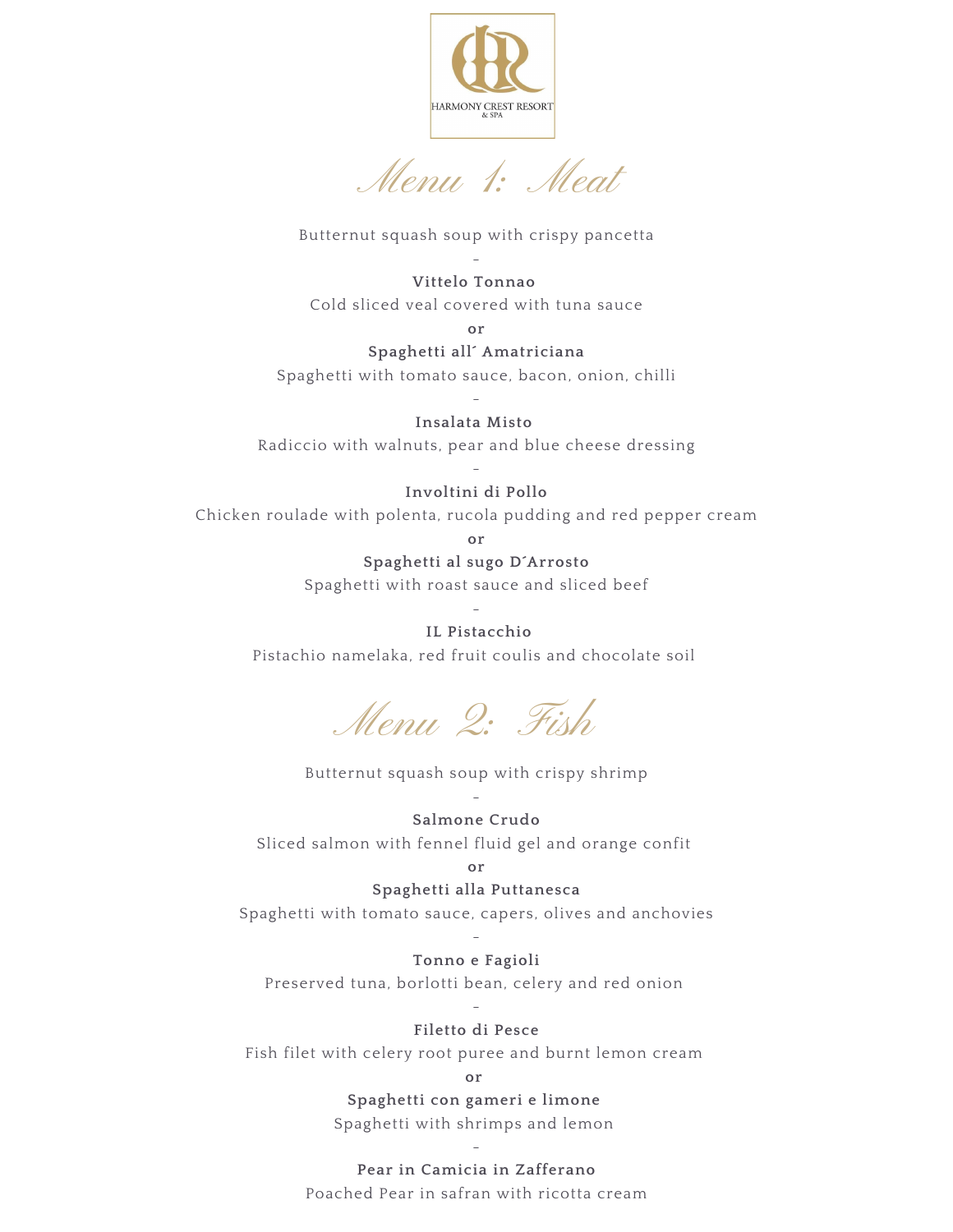HARMONY CREST RESORT
& SPA

# Menu 1: Meat

Butternut squash soup with crispy pancetta

-

**Vittelo Tonnao**

Cold sliced veal covered with tuna sauce

**or**

**Spaghetti all´ Amatriciana**

Spaghetti with tomato sauce, bacon, onion, chilli

-

**Insalata Misto**

Radiccio with walnuts, pear and blue cheese dressing

-

**Involtini di Pollo**

Chicken roulade with polenta, rucola pudding and red pepper cream

**or**

**Spaghetti al sugo D´Arrosto**

Spaghetti with roast sauce and sliced beef

-

**IL Pistacchio**

Pistachio namelaka, red fruit coulis and chocolate soil

# Menu 2: Fish

Butternut squash soup with crispy shrimp

-

**Salmone Crudo**

Sliced salmon with fennel fluid gel and orange confit

**or**

**Spaghetti alla Puttanesca**

Spaghetti with tomato sauce, capers, olives and anchovies

-

**Tonno e Fagioli**

Preserved tuna, borlotti bean, celery and red onion

-

**Filetto di Pesce**

Fish filet with celery root puree and burnt lemon cream

**or**

**Spaghetti con gameri e limone**

Spaghetti with shrimps and lemon

-

**Pear in Camicia in Zafferano**

Poached Pear in safran with ricotta cream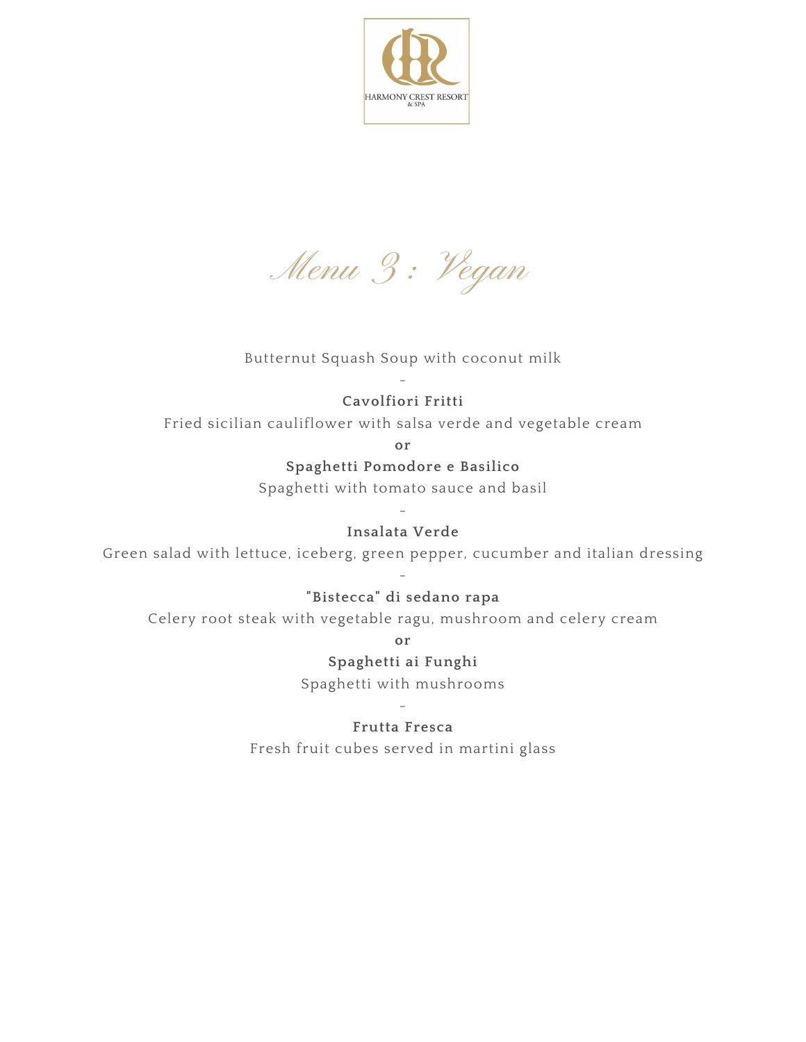HARMONY CREST RESORT
& SPA

# *Menu 3 : Vegan*

Butternut Squash Soup with coconut milk

-

**Cavolfiori Fritti**

Fried sicilian cauliflower with salsa verde and vegetable cream

**or**

**Spaghetti Pomodore e Basilico**

Spaghetti with tomato sauce and basil

-

**Insalata Verde**

Green salad with lettuce, iceberg, green pepper, cucumber and italian dressing

-

**"Bistecca" di sedano rapa**

Celery root steak with vegetable ragu, mushroom and celery cream

**or**

**Spaghetti ai Funghi**

Spaghetti with mushrooms

-

**Frutta Fresca**

Fresh fruit cubes served in martini glass